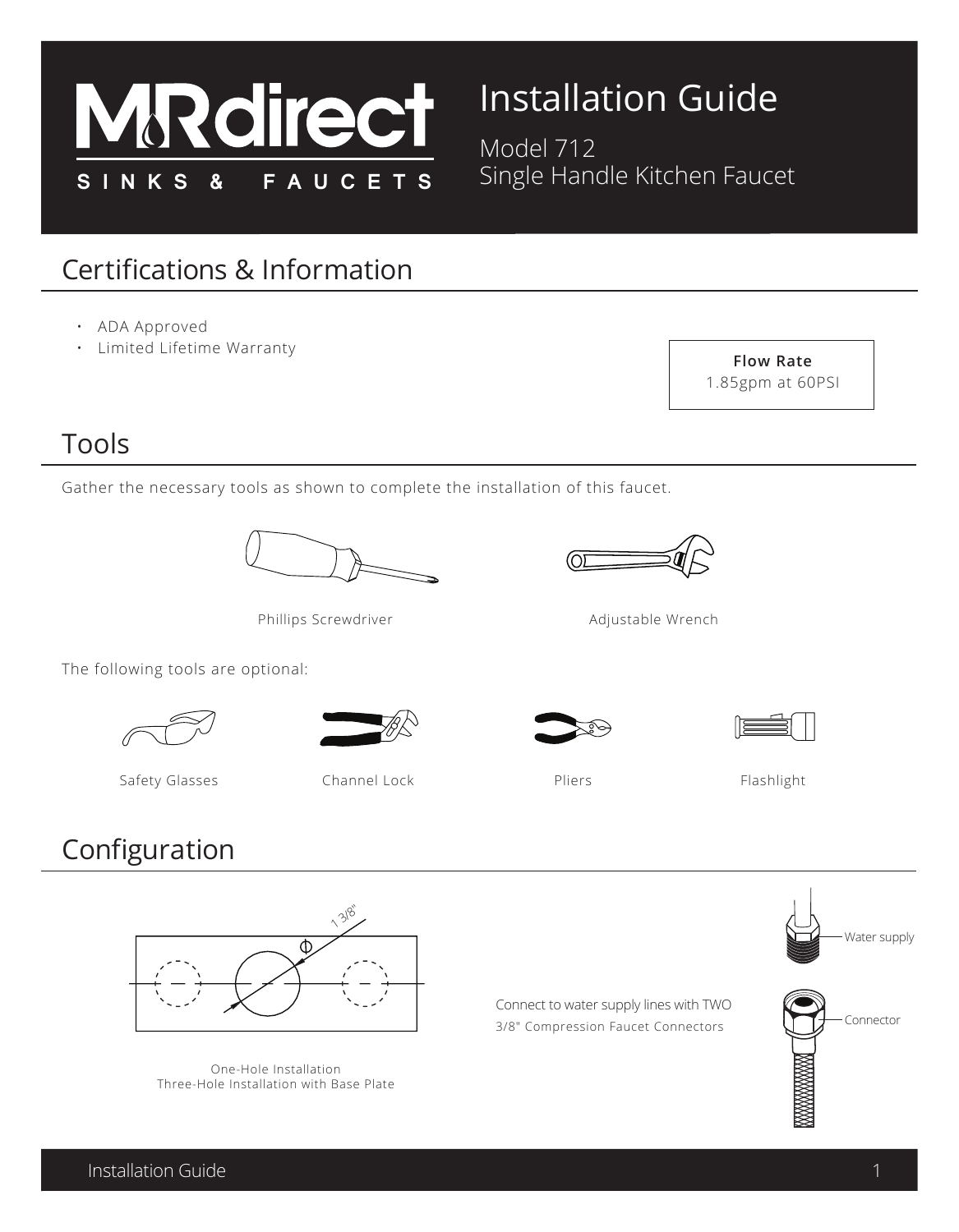# Installation Guide

Model 712
Single Handle Kitchen Faucet

## Certifications & Information

- ADA Approved
- Limited Lifetime Warranty

**Flow Rate**
1.85gpm at 60PSI

## Tools

Gather the necessary tools as shown to complete the installation of this faucet.

Phillips Screwdriver

Adjustable Wrench

The following tools are optional:

Safety Glasses

Channel Lock

Pliers

Flashlight

## Configuration

1 3/8"

One-Hole Installation
Three-Hole Installation with Base Plate

Connect to water supply lines with TWO
3/8" Compression Faucet Connectors

Water supply

Connector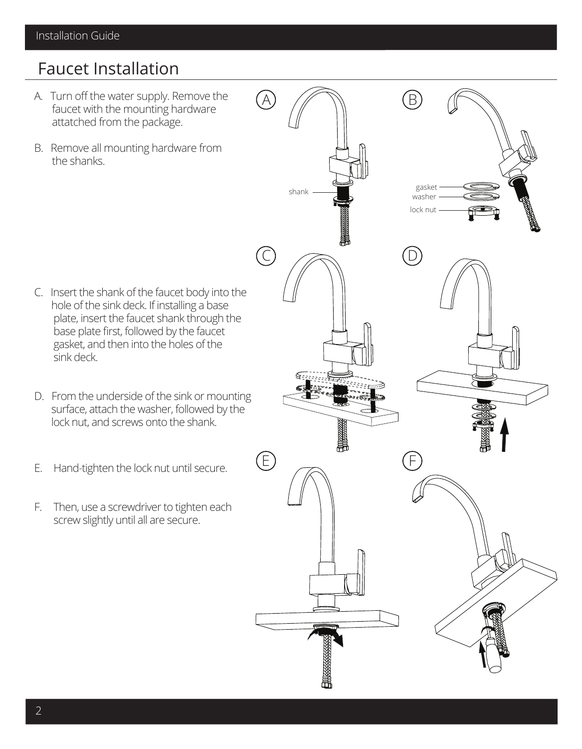# Faucet Installation

A. Turn off the water supply. Remove the faucet with the mounting hardware attatched from the package.

B. Remove all mounting hardware from the shanks.

C. Insert the shank of the faucet body into the hole of the sink deck. If installing a base plate, insert the faucet shank through the base plate first, followed by the faucet gasket, and then into the holes of the sink deck.

D. From the underside of the sink or mounting surface, attach the washer, followed by the lock nut, and screws onto the shank.

E. Hand-tighten the lock nut until secure.

F. Then, use a screwdriver to tighten each screw slightly until all are secure.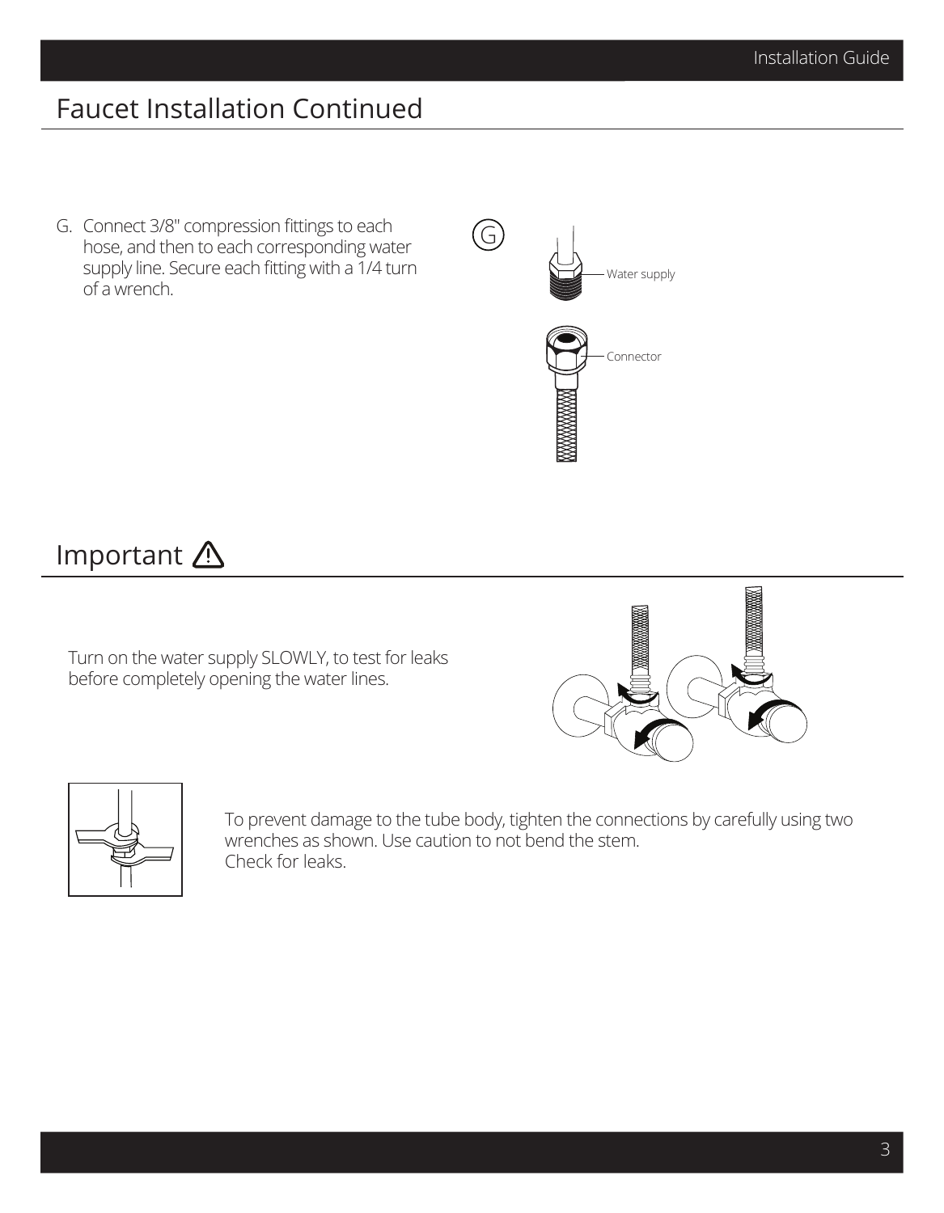# Faucet Installation Continued

G. Connect 3/8" compression fittings to each hose, and then to each corresponding water supply line. Secure each fitting with a 1/4 turn of a wrench.

Water supply

Connector

# Important ⚠

Turn on the water supply SLOWLY, to test for leaks before completely opening the water lines.

To prevent damage to the tube body, tighten the connections by carefully using two wrenches as shown. Use caution to not bend the stem.
Check for leaks.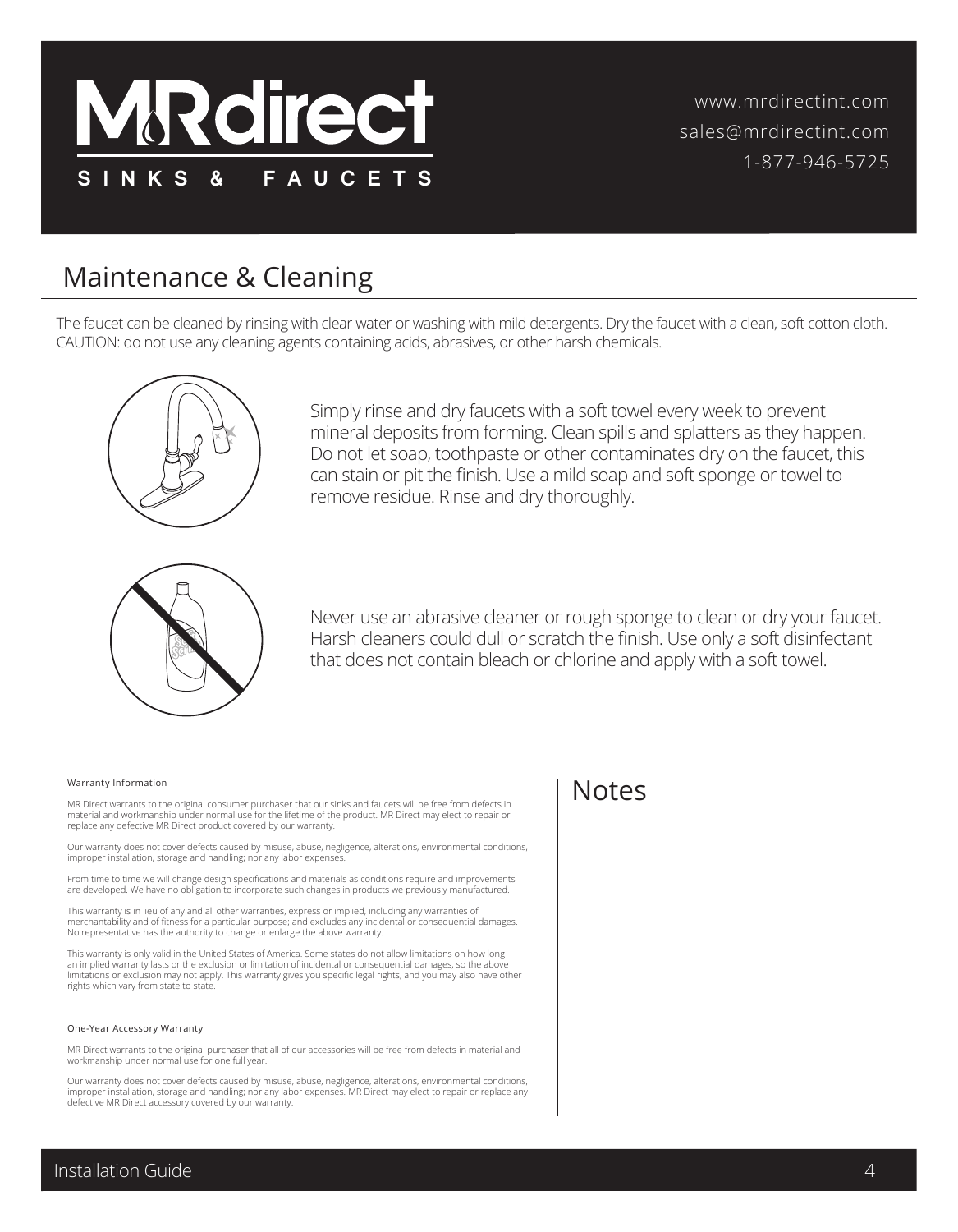# MRdirect

SINKS & FAUCETS

www.mrdirectint.com

sales@mrdirectint.com

1-877-946-5725

## Maintenance & Cleaning

The faucet can be cleaned by rinsing with clear water or washing with mild detergents. Dry the faucet with a clean, soft cotton cloth. CAUTION: do not use any cleaning agents containing acids, abrasives, or other harsh chemicals.

Simply rinse and dry faucets with a soft towel every week to prevent mineral deposits from forming. Clean spills and splatters as they happen. Do not let soap, toothpaste or other contaminates dry on the faucet, this can stain or pit the finish. Use a mild soap and soft sponge or towel to remove residue. Rinse and dry thoroughly.

Never use an abrasive cleaner or rough sponge to clean or dry your faucet. Harsh cleaners could dull or scratch the finish. Use only a soft disinfectant that does not contain bleach or chlorine and apply with a soft towel.

#### Warranty Information

MR Direct warrants to the original consumer purchaser that our sinks and faucets will be free from defects in material and workmanship under normal use for the lifetime of the product. MR Direct may elect to repair or replace any defective MR Direct product covered by our warranty.

Our warranty does not cover defects caused by misuse, abuse, negligence, alterations, environmental conditions, improper installation, storage and handling; nor any labor expenses.

From time to time we will change design specifications and materials as conditions require and improvements are developed. We have no obligation to incorporate such changes in products we previously manufactured.

This warranty is in lieu of any and all other warranties, express or implied, including any warranties of merchantability and of fitness for a particular purpose; and excludes any incidental or consequential damages. No representative has the authority to change or enlarge the above warranty.

This warranty is only valid in the United States of America. Some states do not allow limitations on how long an implied warranty lasts or the exclusion or limitation of incidental or consequential damages, so the above limitations or exclusion may not apply. This warranty gives you specific legal rights, and you may also have other rights which vary from state to state.

#### One-Year Accessory Warranty

MR Direct warrants to the original purchaser that all of our accessories will be free from defects in material and workmanship under normal use for one full year.

Our warranty does not cover defects caused by misuse, abuse, negligence, alterations, environmental conditions, improper installation, storage and handling; nor any labor expenses. MR Direct may elect to repair or replace any defective MR Direct accessory covered by our warranty.

## Notes